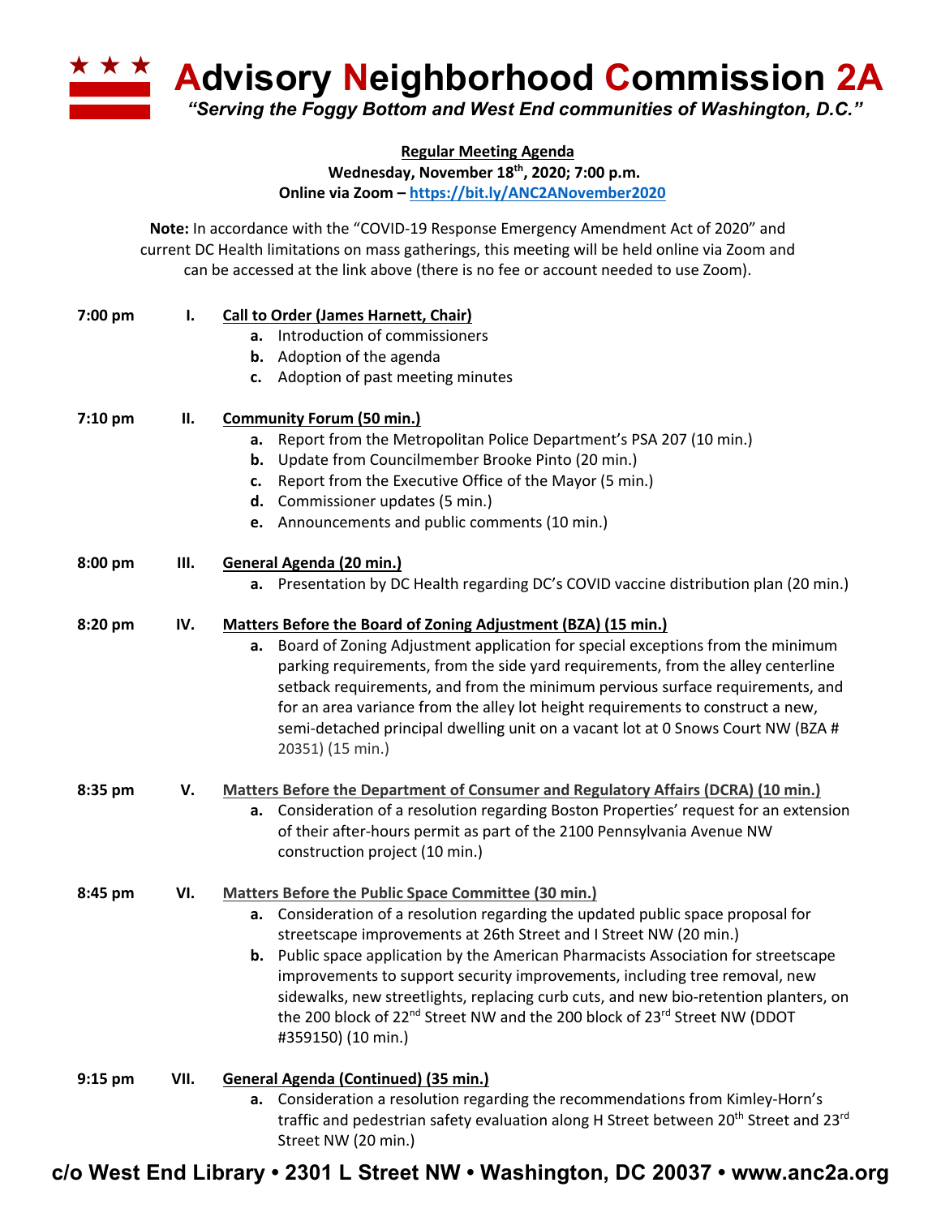# Advisory Neighborhood Commission 2A

*"Serving the Foggy Bottom and West End communities of Washington, D.C."*

**Regular Meeting Agenda**
**Wednesday, November 18th, 2020; 7:00 p.m.**
**Online via Zoom – https://bit.ly/ANC2ANovember2020**

**Note:** In accordance with the "COVID-19 Response Emergency Amendment Act of 2020" and current DC Health limitations on mass gatherings, this meeting will be held online via Zoom and can be accessed at the link above (there is no fee or account needed to use Zoom).

**7:00 pm** **I. Call to Order (James Harnett, Chair)**

- **a.** Introduction of commissioners
- **b.** Adoption of the agenda
- **c.** Adoption of past meeting minutes

**7:10 pm** **II. Community Forum (50 min.)**

- **a.** Report from the Metropolitan Police Department's PSA 207 (10 min.)
- **b.** Update from Councilmember Brooke Pinto (20 min.)
- **c.** Report from the Executive Office of the Mayor (5 min.)
- **d.** Commissioner updates (5 min.)
- **e.** Announcements and public comments (10 min.)

**8:00 pm** **III. General Agenda (20 min.)**

- **a.** Presentation by DC Health regarding DC's COVID vaccine distribution plan (20 min.)

**8:20 pm** **IV. Matters Before the Board of Zoning Adjustment (BZA) (15 min.)**

- **a.** Board of Zoning Adjustment application for special exceptions from the minimum parking requirements, from the side yard requirements, from the alley centerline setback requirements, and from the minimum pervious surface requirements, and for an area variance from the alley lot height requirements to construct a new, semi-detached principal dwelling unit on a vacant lot at 0 Snows Court NW (BZA # 20351) (15 min.)

**8:35 pm** **V. Matters Before the Department of Consumer and Regulatory Affairs (DCRA) (10 min.)**

- **a.** Consideration of a resolution regarding Boston Properties' request for an extension of their after-hours permit as part of the 2100 Pennsylvania Avenue NW construction project (10 min.)

**8:45 pm** **VI. Matters Before the Public Space Committee (30 min.)**

- **a.** Consideration of a resolution regarding the updated public space proposal for streetscape improvements at 26th Street and I Street NW (20 min.)
- **b.** Public space application by the American Pharmacists Association for streetscape improvements to support security improvements, including tree removal, new sidewalks, new streetlights, replacing curb cuts, and new bio-retention planters, on the 200 block of 22nd Street NW and the 200 block of 23rd Street NW (DDOT #359150) (10 min.)

**9:15 pm** **VII. General Agenda (Continued) (35 min.)**

- **a.** Consideration a resolution regarding the recommendations from Kimley-Horn's traffic and pedestrian safety evaluation along H Street between 20th Street and 23rd Street NW (20 min.)

**c/o West End Library • 2301 L Street NW • Washington, DC 20037 • www.anc2a.org**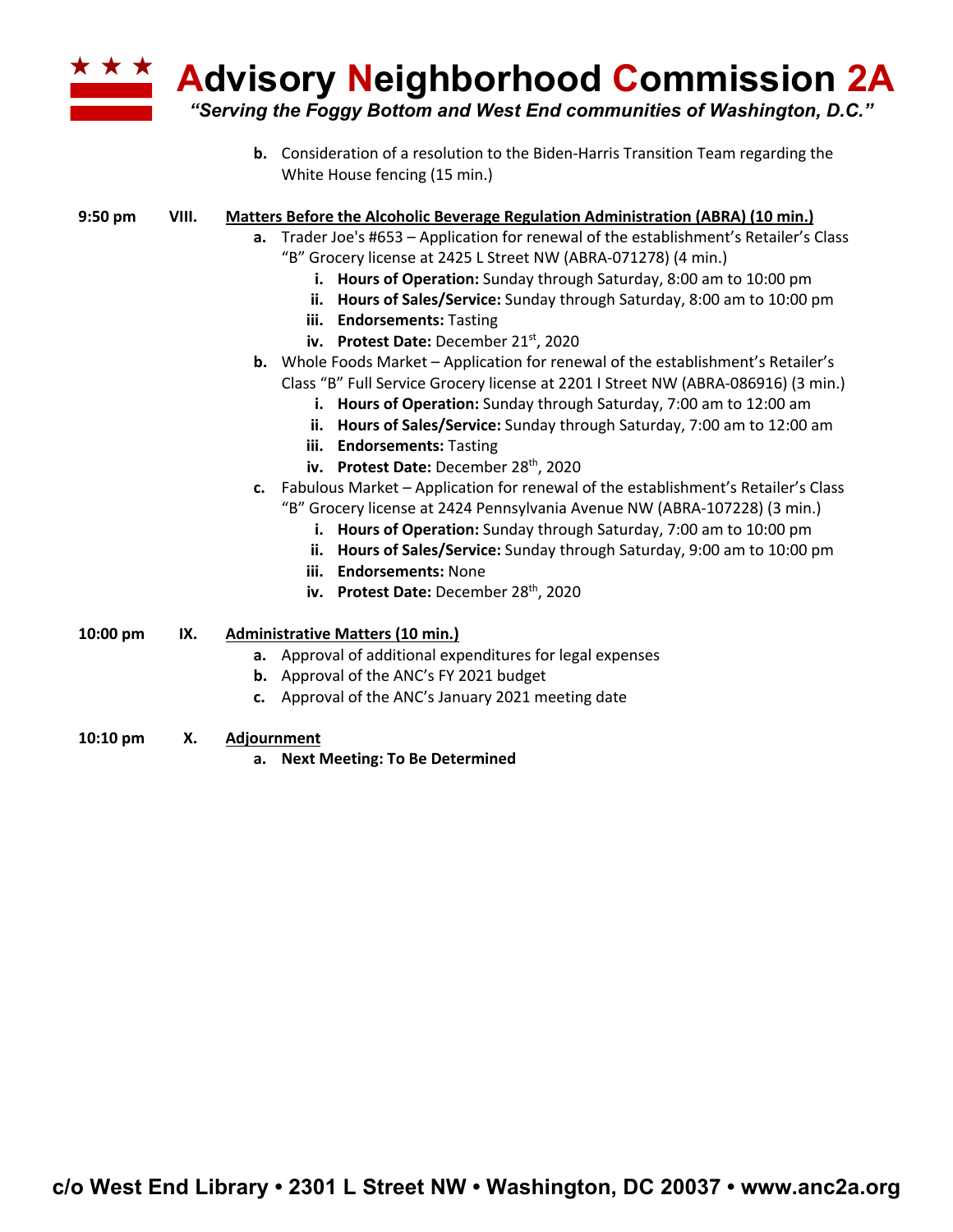# Advisory Neighborhood Commission 2A

*"Serving the Foggy Bottom and West End communities of Washington, D.C."*

b. Consideration of a resolution to the Biden-Harris Transition Team regarding the White House fencing (15 min.)

**9:50 pm VIII. Matters Before the Alcoholic Beverage Regulation Administration (ABRA) (10 min.)**

a. Trader Joe's #653 – Application for renewal of the establishment's Retailer's Class "B" Grocery license at 2425 L Street NW (ABRA-071278) (4 min.)
   i. **Hours of Operation:** Sunday through Saturday, 8:00 am to 10:00 pm
   ii. **Hours of Sales/Service:** Sunday through Saturday, 8:00 am to 10:00 pm
   iii. **Endorsements:** Tasting
   iv. **Protest Date:** December 21st, 2020

b. Whole Foods Market – Application for renewal of the establishment's Retailer's Class "B" Full Service Grocery license at 2201 I Street NW (ABRA-086916) (3 min.)
   i. **Hours of Operation:** Sunday through Saturday, 7:00 am to 12:00 am
   ii. **Hours of Sales/Service:** Sunday through Saturday, 7:00 am to 12:00 am
   iii. **Endorsements:** Tasting
   iv. **Protest Date:** December 28th, 2020

c. Fabulous Market – Application for renewal of the establishment's Retailer's Class "B" Grocery license at 2424 Pennsylvania Avenue NW (ABRA-107228) (3 min.)
   i. **Hours of Operation:** Sunday through Saturday, 7:00 am to 10:00 pm
   ii. **Hours of Sales/Service:** Sunday through Saturday, 9:00 am to 10:00 pm
   iii. **Endorsements:** None
   iv. **Protest Date:** December 28th, 2020

**10:00 pm IX. Administrative Matters (10 min.)**

a. Approval of additional expenditures for legal expenses
b. Approval of the ANC's FY 2021 budget
c. Approval of the ANC's January 2021 meeting date

**10:10 pm X. Adjournment**

a. **Next Meeting: To Be Determined**

c/o West End Library • 2301 L Street NW • Washington, DC 20037 • www.anc2a.org